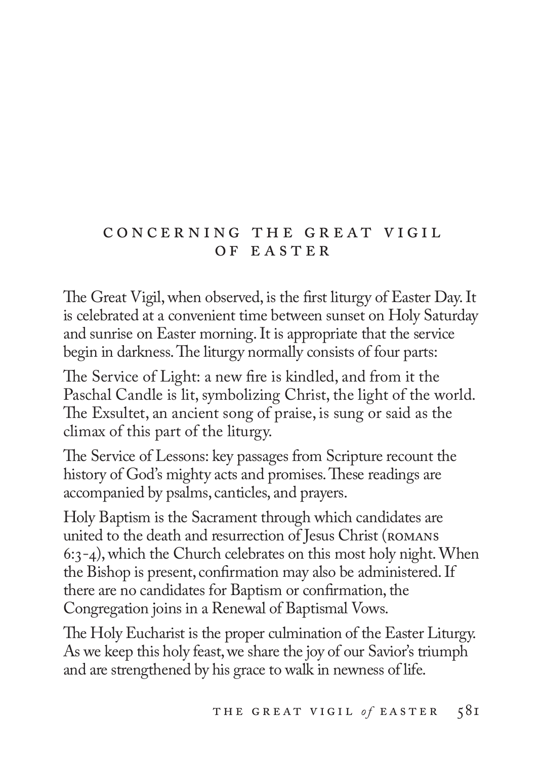## CONCERNING THE GREAT VIGIL OF EASTER

The Great Vigil, when observed, is the first liturgy of Easter Day. It is celebrated at a convenient time between sunset on Holy Saturday and sunrise on Easter morning. It is appropriate that the service begin in darkness. The liturgy normally consists of four parts:

The Service of Light: a new fire is kindled, and from it the Paschal Candle is lit, symbolizing Christ, the light of the world. The Exsultet, an ancient song of praise, is sung or said as the climax of this part of the liturgy.

The Service of Lessons: key passages from Scripture recount the history of God's mighty acts and promises. These readings are accompanied by psalms, canticles, and prayers.

Holy Baptism is the Sacrament through which candidates are united to the death and resurrection of Jesus Christ (ROMANS 6:3-4), which the Church celebrates on this most holy night. When the Bishop is present, confirmation may also be administered. If there are no candidates for Baptism or confirmation, the Congregation joins in a Renewal of Baptismal Vows.

The Holy Eucharist is the proper culmination of the Easter Liturgy. As we keep this holy feast, we share the joy of our Savior's triumph and are strengthened by his grace to walk in newness of life.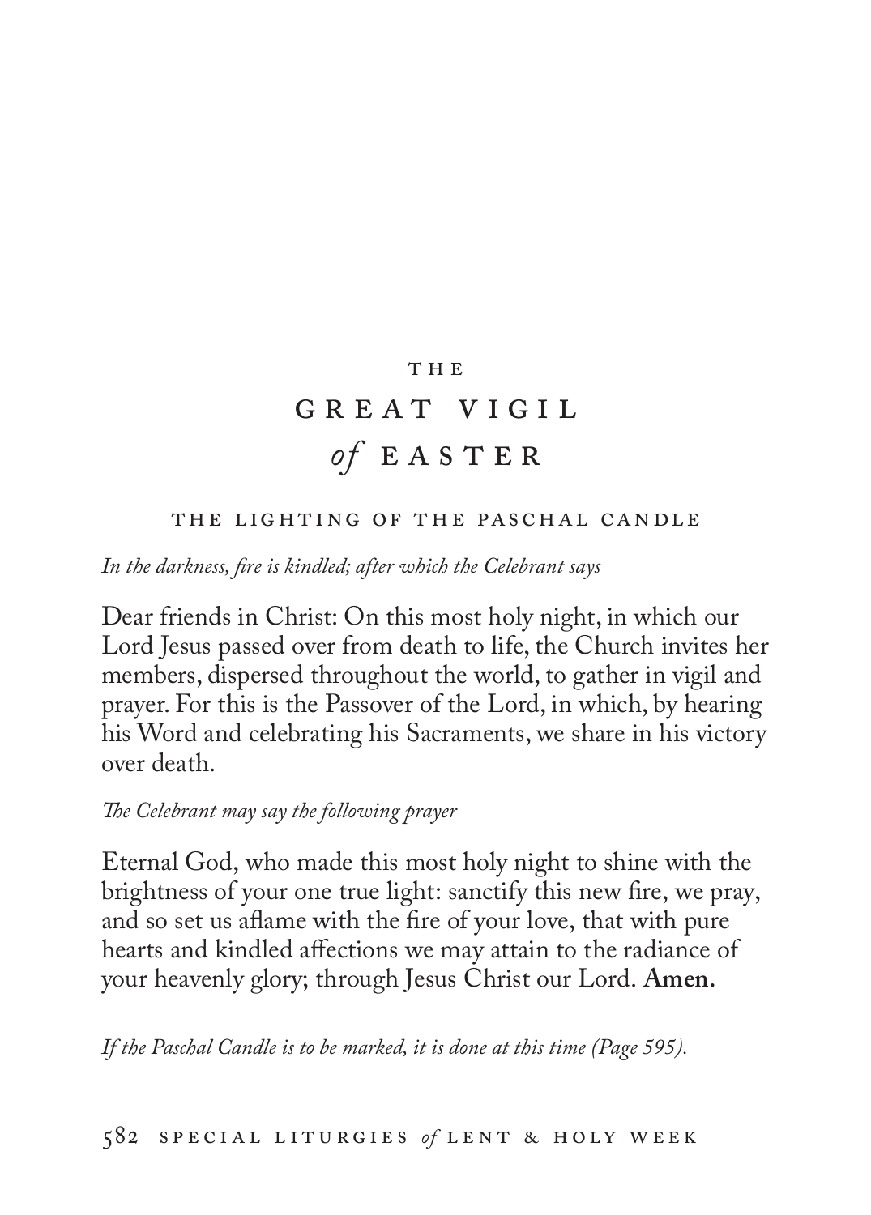# The Great Vigil *of* Easter

## The Lighting of the Paschal Candle

*In the darkness, fire is kindled; after which the Celebrant says*

Dear friends in Christ: On this most holy night, in which our Lord Jesus passed over from death to life, the Church invites her members, dispersed throughout the world, to gather in vigil and prayer. For this is the Passover of the Lord, in which, by hearing his Word and celebrating his Sacraments, we share in his victory over death.

*The Celebrant may say the following prayer*

Eternal God, who made this most holy night to shine with the brightness of your one true light: sanctify this new fire, we pray, and so set us aflame with the fire of your love, that with pure hearts and kindled affections we may attain to the radiance of your heavenly glory; through Jesus Christ our Lord. **Amen.**

*If the Paschal Candle is to be marked, it is done at this time (Page 595).*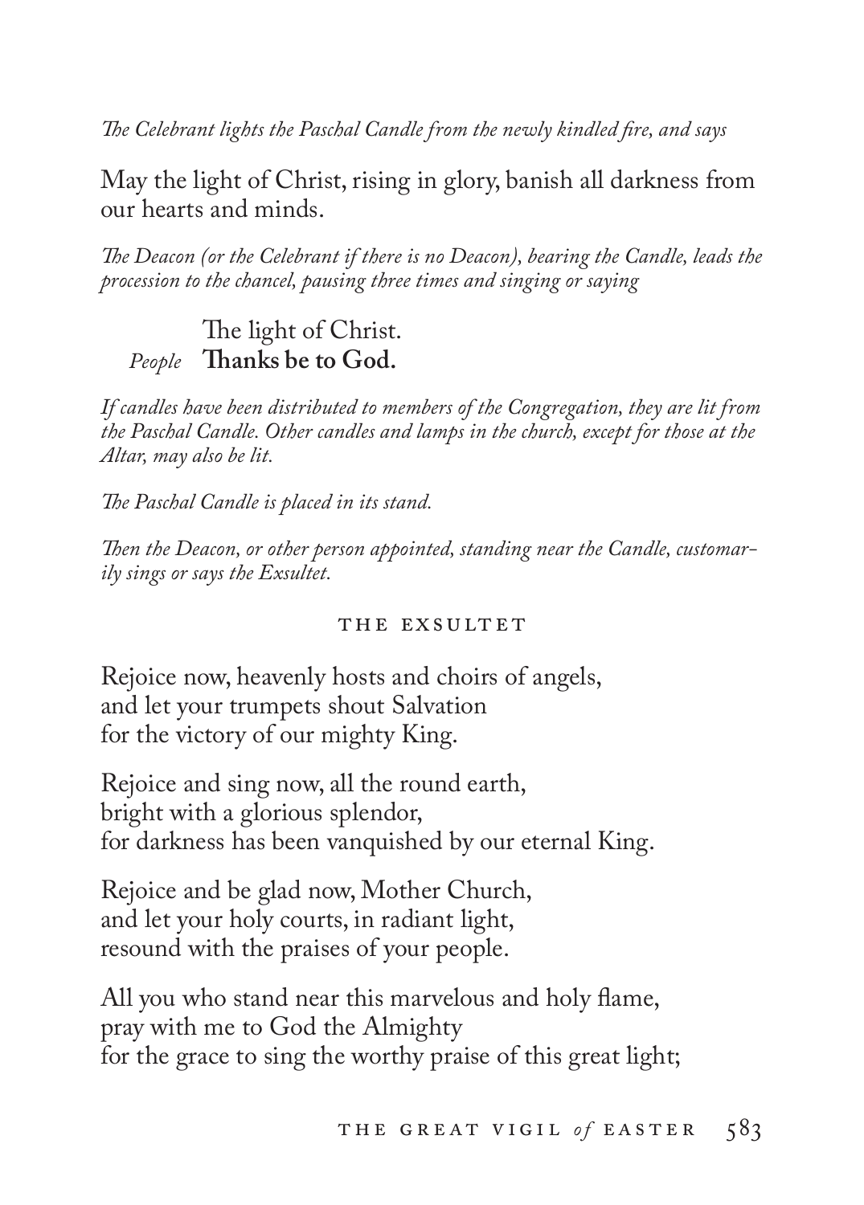*The Celebrant lights the Paschal Candle from the newly kindled fire, and says*

May the light of Christ, rising in glory, banish all darkness from our hearts and minds.

*The Deacon (or the Celebrant if there is no Deacon), bearing the Candle, leads the procession to the chancel, pausing three times and singing or saying*

The light of Christ.
*People* **Thanks be to God.**

*If candles have been distributed to members of the Congregation, they are lit from the Paschal Candle. Other candles and lamps in the church, except for those at the Altar, may also be lit.*

*The Paschal Candle is placed in its stand.*

*Then the Deacon, or other person appointed, standing near the Candle, customarily sings or says the Exsultet.*

## The Exsultet

Rejoice now, heavenly hosts and choirs of angels,
and let your trumpets shout Salvation
for the victory of our mighty King.

Rejoice and sing now, all the round earth,
bright with a glorious splendor,
for darkness has been vanquished by our eternal King.

Rejoice and be glad now, Mother Church,
and let your holy courts, in radiant light,
resound with the praises of your people.

All you who stand near this marvelous and holy flame,
pray with me to God the Almighty
for the grace to sing the worthy praise of this great light;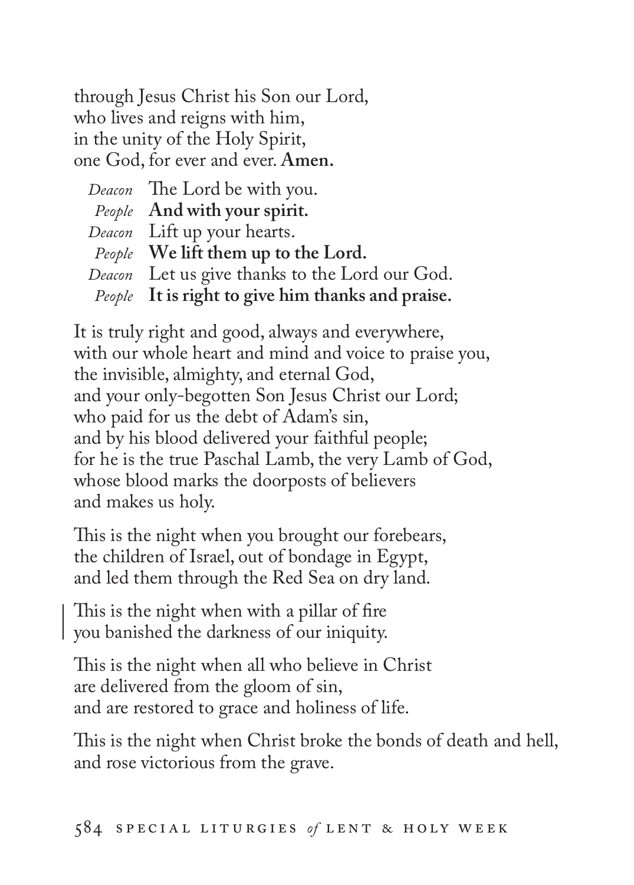through Jesus Christ his Son our Lord,  
who lives and reigns with him,  
in the unity of the Holy Spirit,  
one God, for ever and ever. **Amen.**

*Deacon* The Lord be with you.  
*People* **And with your spirit.**  
*Deacon* Lift up your hearts.  
*People* **We lift them up to the Lord.**  
*Deacon* Let us give thanks to the Lord our God.  
*People* **It is right to give him thanks and praise.**

It is truly right and good, always and everywhere,  
with our whole heart and mind and voice to praise you,  
the invisible, almighty, and eternal God,  
and your only-begotten Son Jesus Christ our Lord;  
who paid for us the debt of Adam's sin,  
and by his blood delivered your faithful people;  
for he is the true Paschal Lamb, the very Lamb of God,  
whose blood marks the doorposts of believers  
and makes us holy.

This is the night when you brought our forebears,  
the children of Israel, out of bondage in Egypt,  
and led them through the Red Sea on dry land.

This is the night when with a pillar of fire  
you banished the darkness of our iniquity.

This is the night when all who believe in Christ  
are delivered from the gloom of sin,  
and are restored to grace and holiness of life.

This is the night when Christ broke the bonds of death and hell,  
and rose victorious from the grave.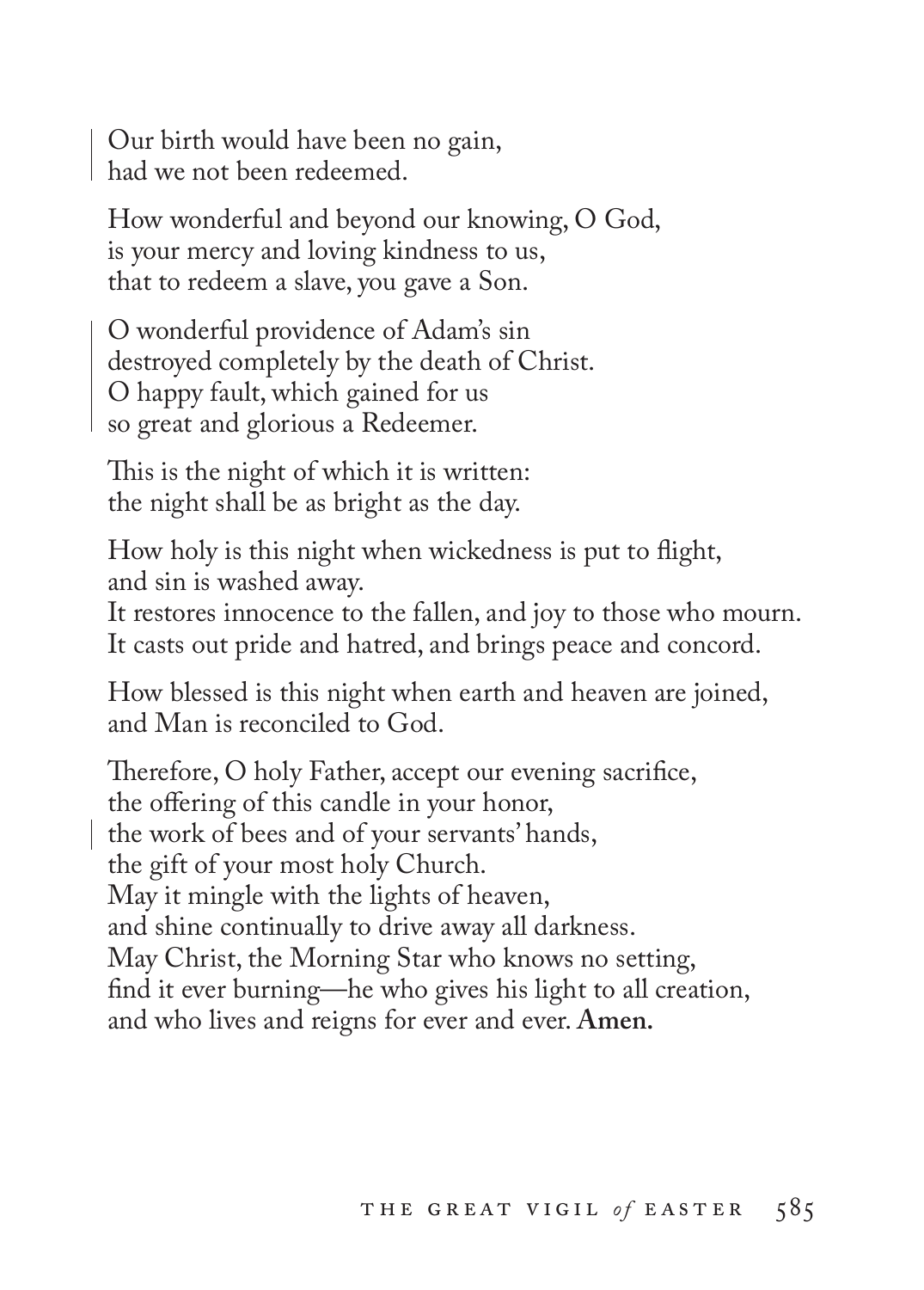Our birth would have been no gain,
had we not been redeemed.

How wonderful and beyond our knowing, O God,
is your mercy and loving kindness to us,
that to redeem a slave, you gave a Son.

O wonderful providence of Adam's sin
destroyed completely by the death of Christ.
O happy fault, which gained for us
so great and glorious a Redeemer.

This is the night of which it is written:
the night shall be as bright as the day.

How holy is this night when wickedness is put to flight,
and sin is washed away.
It restores innocence to the fallen, and joy to those who mourn.
It casts out pride and hatred, and brings peace and concord.

How blessed is this night when earth and heaven are joined,
and Man is reconciled to God.

Therefore, O holy Father, accept our evening sacrifice,
the offering of this candle in your honor,
the work of bees and of your servants' hands,
the gift of your most holy Church.
May it mingle with the lights of heaven,
and shine continually to drive away all darkness.
May Christ, the Morning Star who knows no setting,
find it ever burning—he who gives his light to all creation,
and who lives and reigns for ever and ever. **Amen.**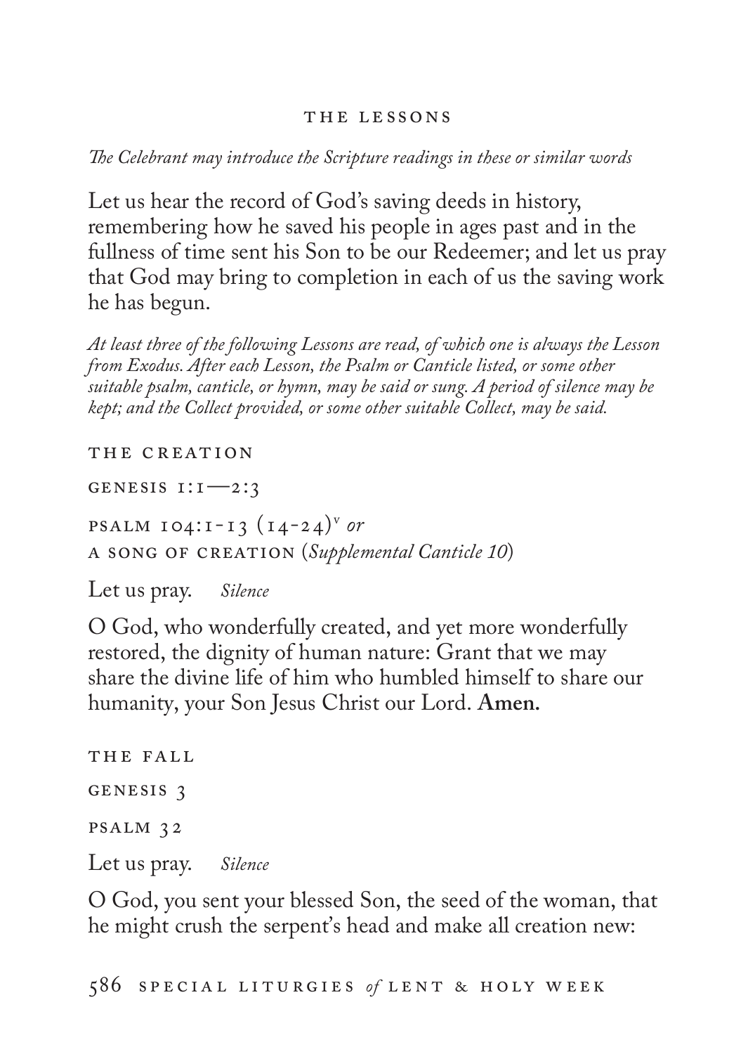## The Lessons

*The Celebrant may introduce the Scripture readings in these or similar words*

Let us hear the record of God's saving deeds in history, remembering how he saved his people in ages past and in the fullness of time sent his Son to be our Redeemer; and let us pray that God may bring to completion in each of us the saving work he has begun.

*At least three of the following Lessons are read, of which one is always the Lesson from Exodus. After each Lesson, the Psalm or Canticle listed, or some other suitable psalm, canticle, or hymn, may be said or sung. A period of silence may be kept; and the Collect provided, or some other suitable Collect, may be said.*

### The Creation

Genesis 1:1—2:3

Psalm 104:1-13 (14-24)[v] *or*
A Song of Creation (*Supplemental Canticle 10*)

Let us pray. *Silence*

O God, who wonderfully created, and yet more wonderfully restored, the dignity of human nature: Grant that we may share the divine life of him who humbled himself to share our humanity, your Son Jesus Christ our Lord. **Amen.**

### The Fall

Genesis 3

Psalm 32

Let us pray. *Silence*

O God, you sent your blessed Son, the seed of the woman, that he might crush the serpent's head and make all creation new: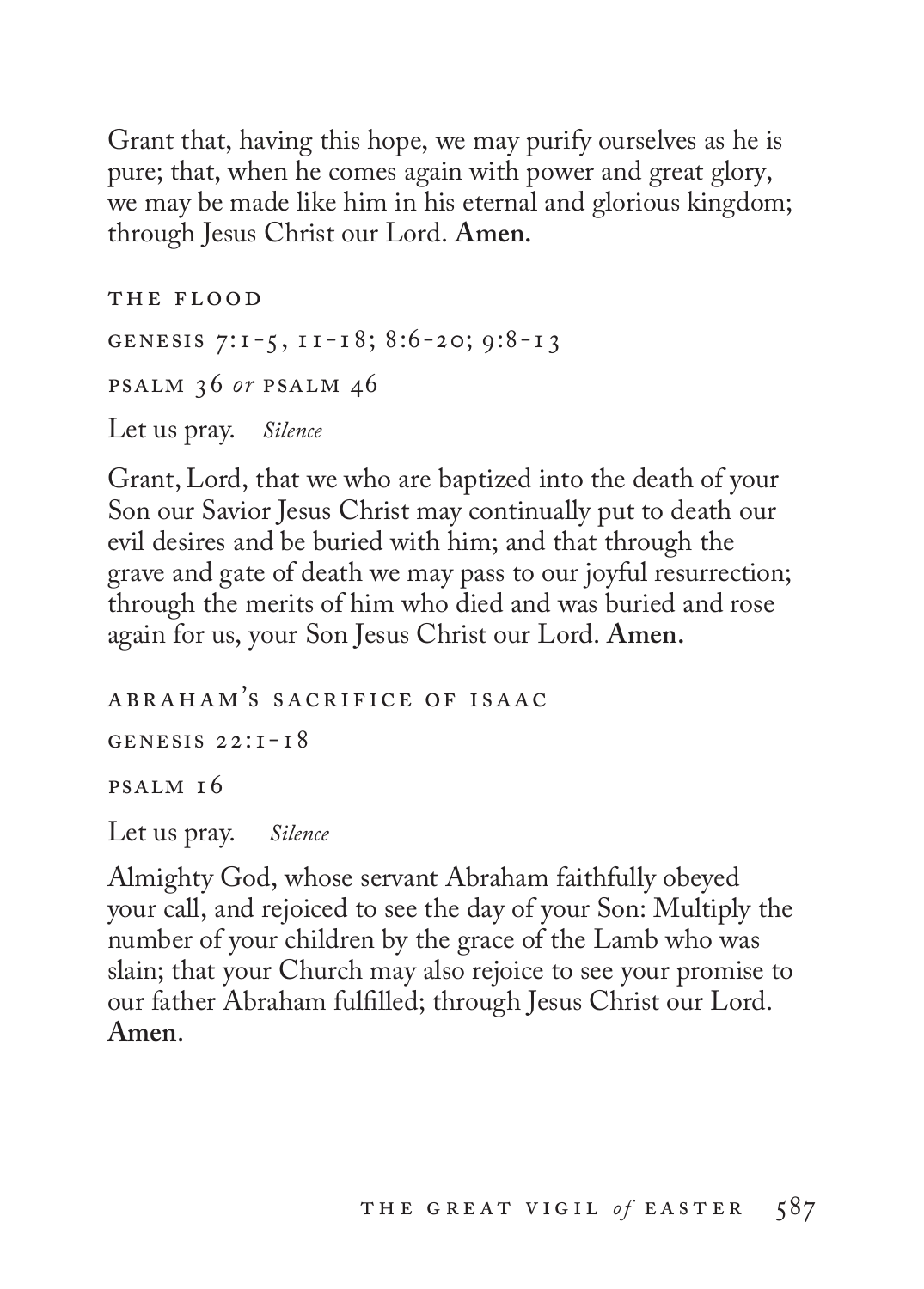Grant that, having this hope, we may purify ourselves as he is pure; that, when he comes again with power and great glory, we may be made like him in his eternal and glorious kingdom; through Jesus Christ our Lord. **Amen.**

### The Flood

Genesis 7:1-5, 11-18; 8:6-20; 9:8-13

Psalm 36 *or* Psalm 46

Let us pray. *Silence*

Grant, Lord, that we who are baptized into the death of your Son our Savior Jesus Christ may continually put to death our evil desires and be buried with him; and that through the grave and gate of death we may pass to our joyful resurrection; through the merits of him who died and was buried and rose again for us, your Son Jesus Christ our Lord. **Amen.**

### Abraham's Sacrifice of Isaac

Genesis 22:1-18

Psalm 16

Let us pray. *Silence*

Almighty God, whose servant Abraham faithfully obeyed your call, and rejoiced to see the day of your Son: Multiply the number of your children by the grace of the Lamb who was slain; that your Church may also rejoice to see your promise to our father Abraham fulfilled; through Jesus Christ our Lord. **Amen**.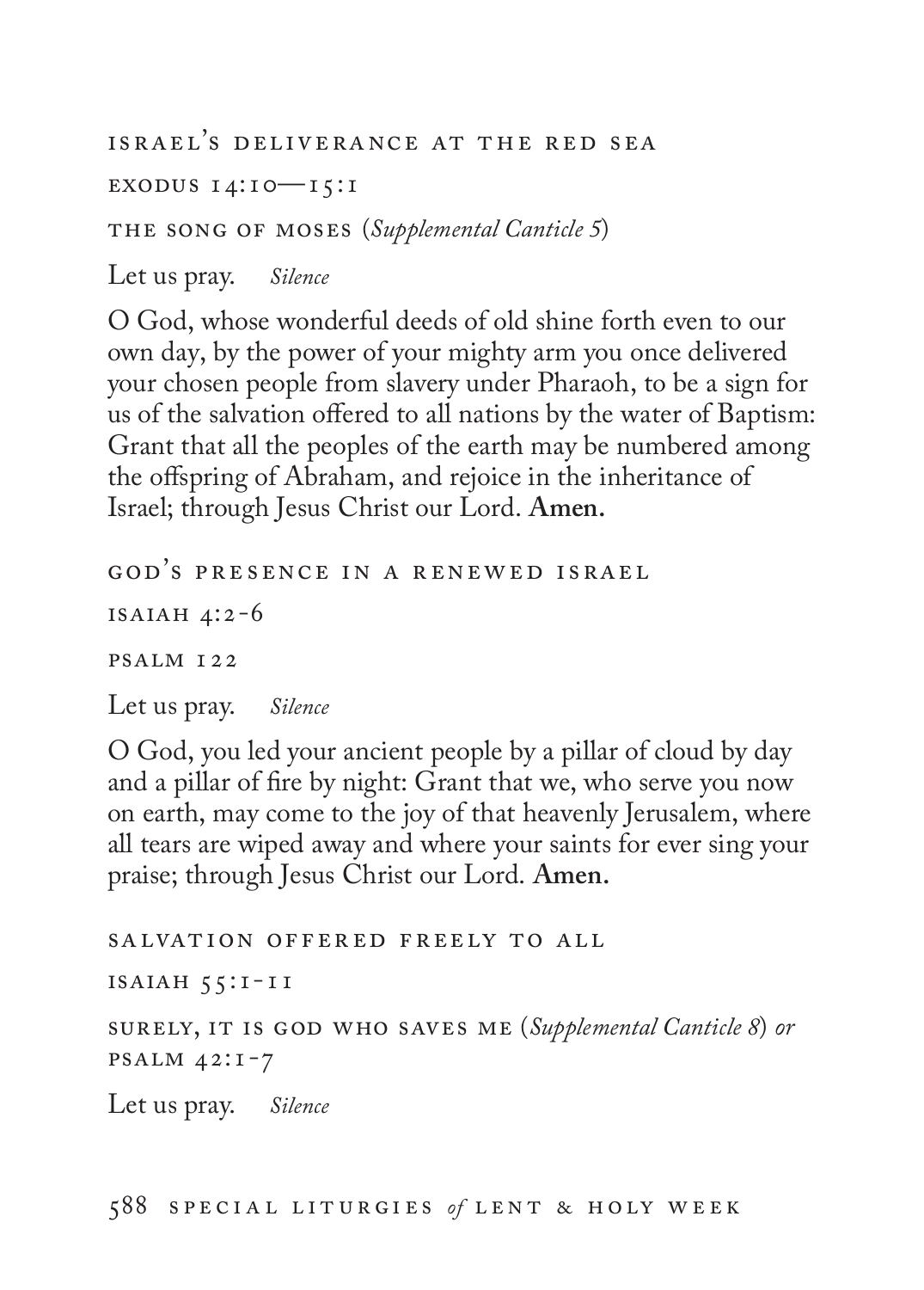ISRAEL'S DELIVERANCE AT THE RED SEA

EXODUS 14:10—15:1

THE SONG OF MOSES (*Supplemental Canticle 5*)

Let us pray. *Silence*

O God, whose wonderful deeds of old shine forth even to our own day, by the power of your mighty arm you once delivered your chosen people from slavery under Pharaoh, to be a sign for us of the salvation offered to all nations by the water of Baptism: Grant that all the peoples of the earth may be numbered among the offspring of Abraham, and rejoice in the inheritance of Israel; through Jesus Christ our Lord. **Amen.**

GOD'S PRESENCE IN A RENEWED ISRAEL

ISAIAH 4:2-6

PSALM 122

Let us pray. *Silence*

O God, you led your ancient people by a pillar of cloud by day and a pillar of fire by night: Grant that we, who serve you now on earth, may come to the joy of that heavenly Jerusalem, where all tears are wiped away and where your saints for ever sing your praise; through Jesus Christ our Lord. **Amen.**

SALVATION OFFERED FREELY TO ALL

ISAIAH 55:1-11

SURELY, IT IS GOD WHO SAVES ME (*Supplemental Canticle 8*) *or* PSALM 42:1-7

Let us pray. *Silence*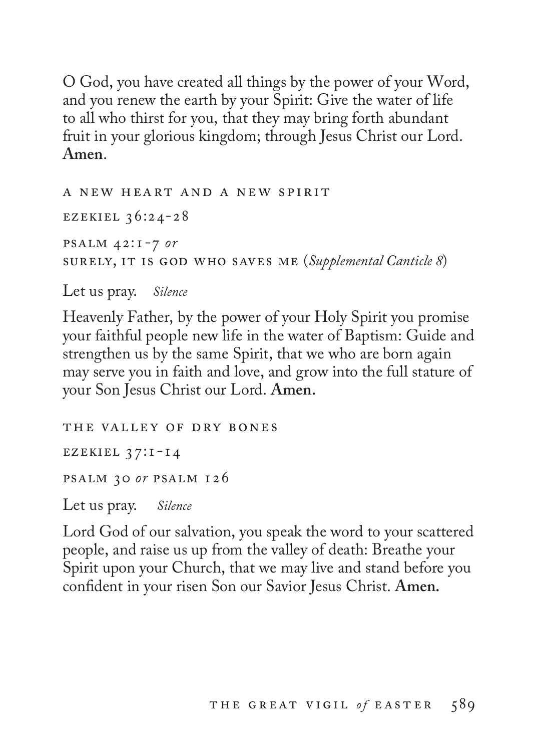O God, you have created all things by the power of your Word, and you renew the earth by your Spirit: Give the water of life to all who thirst for you, that they may bring forth abundant fruit in your glorious kingdom; through Jesus Christ our Lord. **Amen**.

### A NEW HEART AND A NEW SPIRIT

EZEKIEL 36:24-28

PSALM 42:1-7 *or*
SURELY, IT IS GOD WHO SAVES ME (*Supplemental Canticle 8*)

Let us pray. *Silence*

Heavenly Father, by the power of your Holy Spirit you promise your faithful people new life in the water of Baptism: Guide and strengthen us by the same Spirit, that we who are born again may serve you in faith and love, and grow into the full stature of your Son Jesus Christ our Lord. **Amen.**

### THE VALLEY OF DRY BONES

EZEKIEL 37:1-14

PSALM 30 *or* PSALM 126

Let us pray. *Silence*

Lord God of our salvation, you speak the word to your scattered people, and raise us up from the valley of death: Breathe your Spirit upon your Church, that we may live and stand before you confident in your risen Son our Savior Jesus Christ. **Amen.**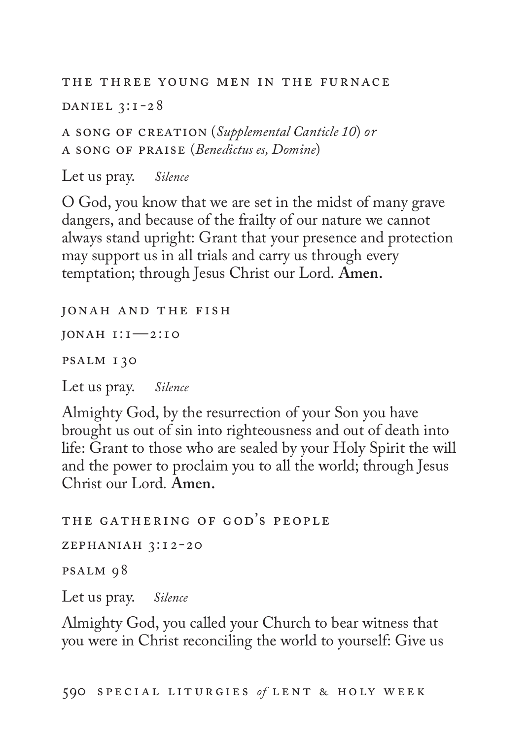THE THREE YOUNG MEN IN THE FURNACE

DANIEL 3:1-28

A SONG OF CREATION (*Supplemental Canticle 10*) *or*
A SONG OF PRAISE (*Benedictus es, Domine*)

Let us pray. *Silence*

O God, you know that we are set in the midst of many grave dangers, and because of the frailty of our nature we cannot always stand upright: Grant that your presence and protection may support us in all trials and carry us through every temptation; through Jesus Christ our Lord. **Amen.**

JONAH AND THE FISH

JONAH 1:1—2:10

PSALM 130

Let us pray. *Silence*

Almighty God, by the resurrection of your Son you have brought us out of sin into righteousness and out of death into life: Grant to those who are sealed by your Holy Spirit the will and the power to proclaim you to all the world; through Jesus Christ our Lord. **Amen.**

THE GATHERING OF GOD'S PEOPLE

ZEPHANIAH 3:12-20

PSALM 98

Let us pray. *Silence*

Almighty God, you called your Church to bear witness that you were in Christ reconciling the world to yourself: Give us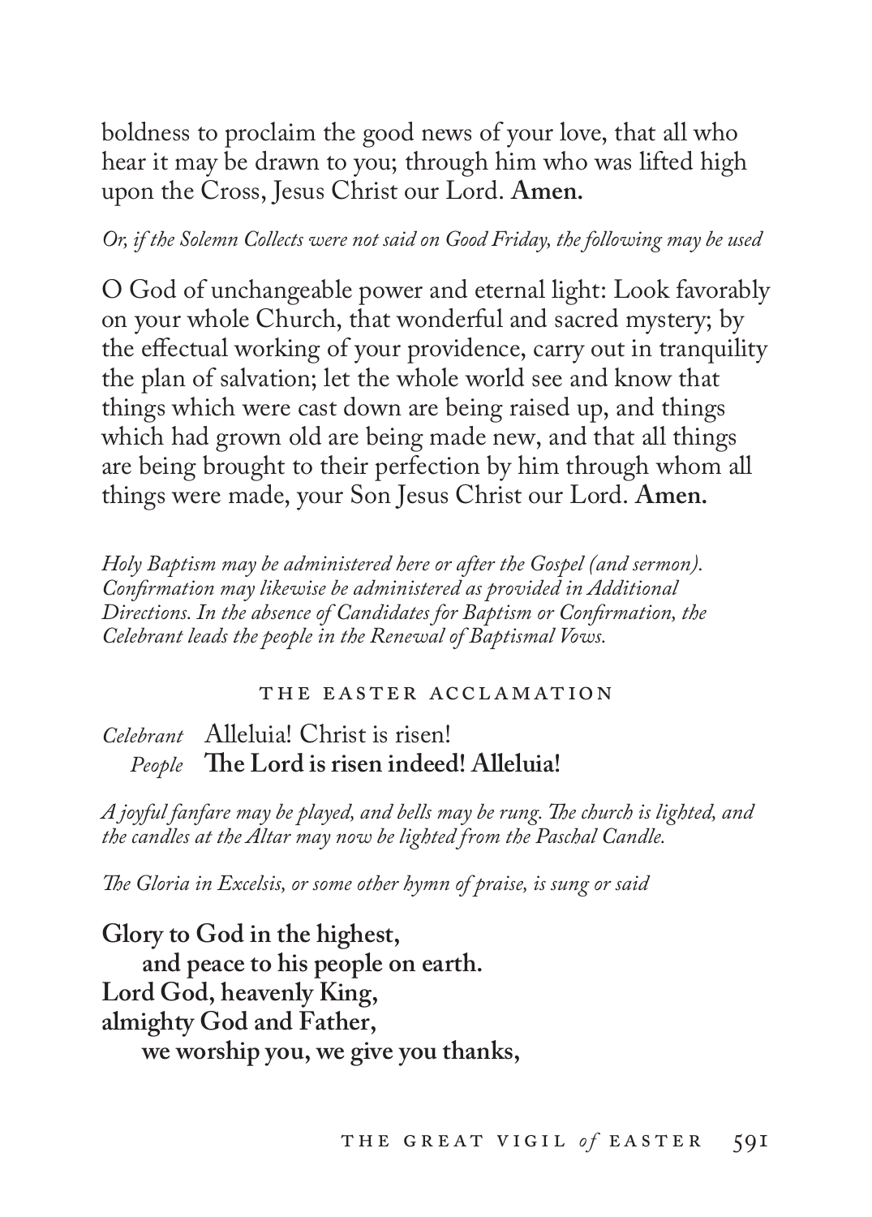boldness to proclaim the good news of your love, that all who hear it may be drawn to you; through him who was lifted high upon the Cross, Jesus Christ our Lord. **Amen.**

*Or, if the Solemn Collects were not said on Good Friday, the following may be used*

O God of unchangeable power and eternal light: Look favorably on your whole Church, that wonderful and sacred mystery; by the effectual working of your providence, carry out in tranquility the plan of salvation; let the whole world see and know that things which were cast down are being raised up, and things which had grown old are being made new, and that all things are being brought to their perfection by him through whom all things were made, your Son Jesus Christ our Lord. **Amen.**

*Holy Baptism may be administered here or after the Gospel (and sermon). Confirmation may likewise be administered as provided in Additional Directions. In the absence of Candidates for Baptism or Confirmation, the Celebrant leads the people in the Renewal of Baptismal Vows.*

### The Easter Acclamation

*Celebrant* Alleluia! Christ is risen!
*People* **The Lord is risen indeed! Alleluia!**

*A joyful fanfare may be played, and bells may be rung. The church is lighted, and the candles at the Altar may now be lighted from the Paschal Candle.*

*The Gloria in Excelsis, or some other hymn of praise, is sung or said*

**Glory to God in the highest,**
**and peace to his people on earth.**
**Lord God, heavenly King,**
**almighty God and Father,**
**we worship you, we give you thanks,**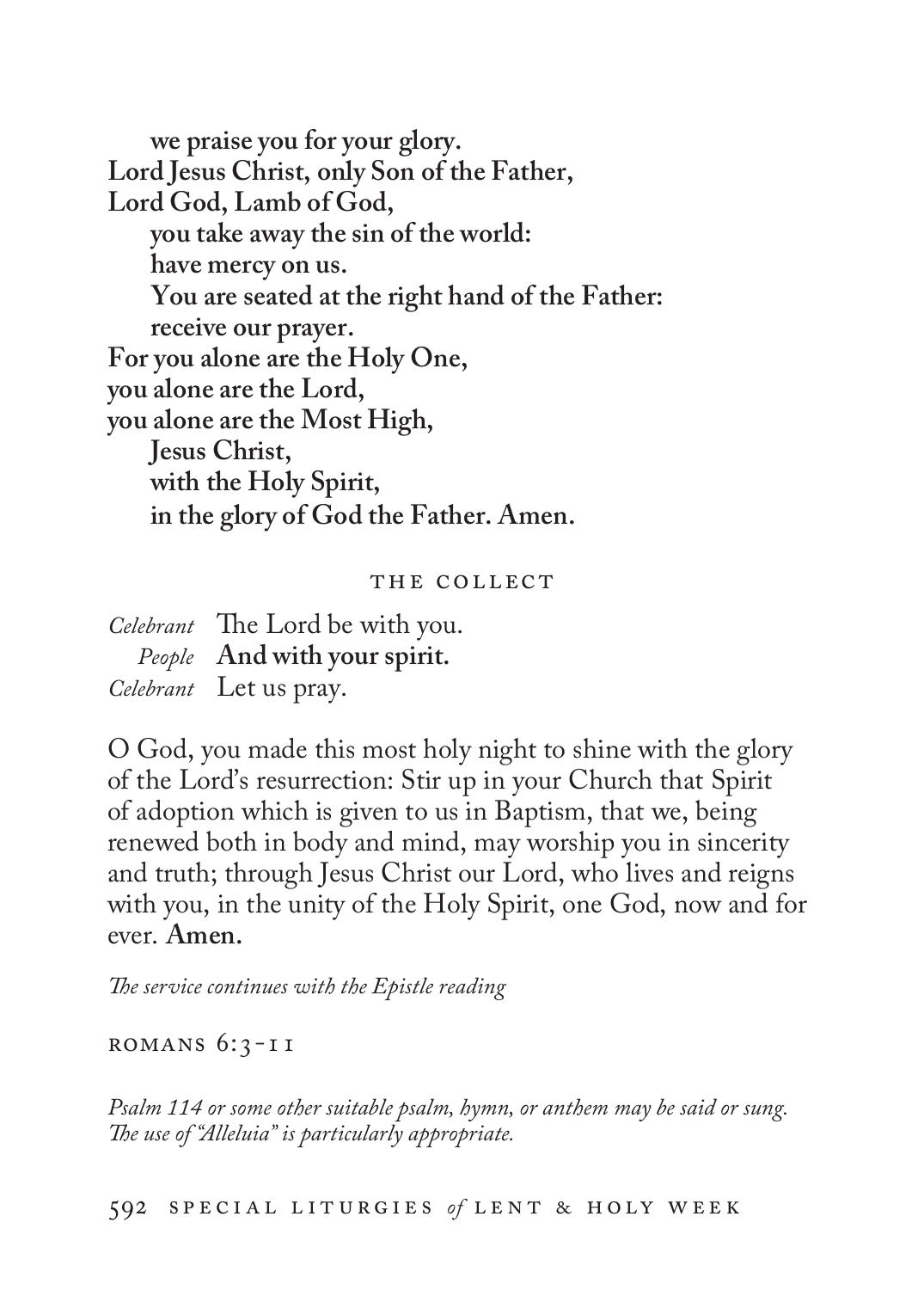**we praise you for your glory.**
**Lord Jesus Christ, only Son of the Father,**
**Lord God, Lamb of God,**
**you take away the sin of the world:**
**have mercy on us.**
**You are seated at the right hand of the Father:**
**receive our prayer.**
**For you alone are the Holy One,**
**you alone are the Lord,**
**you alone are the Most High,**
**Jesus Christ,**
**with the Holy Spirit,**
**in the glory of God the Father. Amen.**

## THE COLLECT

*Celebrant* The Lord be with you.
*People* **And with your spirit.**
*Celebrant* Let us pray.

O God, you made this most holy night to shine with the glory of the Lord's resurrection: Stir up in your Church that Spirit of adoption which is given to us in Baptism, that we, being renewed both in body and mind, may worship you in sincerity and truth; through Jesus Christ our Lord, who lives and reigns with you, in the unity of the Holy Spirit, one God, now and for ever. **Amen.**

*The service continues with the Epistle reading*

ROMANS 6:3-11

*Psalm 114 or some other suitable psalm, hymn, or anthem may be said or sung. The use of "Alleluia" is particularly appropriate.*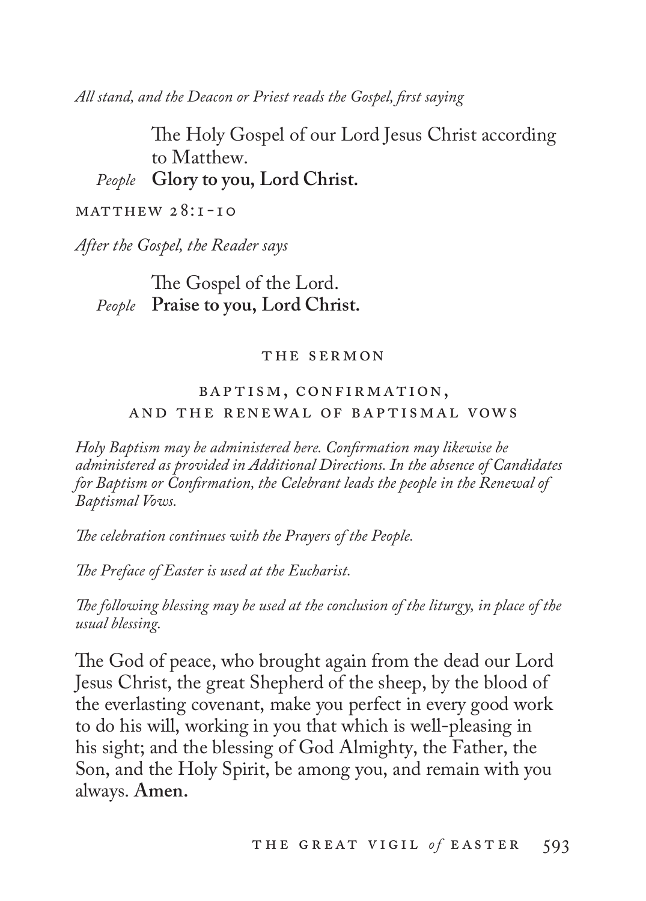*All stand, and the Deacon or Priest reads the Gospel, first saying*

The Holy Gospel of our Lord Jesus Christ according to Matthew.

*People* **Glory to you, Lord Christ.**

MATTHEW 28:1-10

*After the Gospel, the Reader says*

The Gospel of the Lord.

*People* **Praise to you, Lord Christ.**

## THE SERMON

## BAPTISM, CONFIRMATION, AND THE RENEWAL OF BAPTISMAL VOWS

*Holy Baptism may be administered here. Confirmation may likewise be administered as provided in Additional Directions. In the absence of Candidates for Baptism or Confirmation, the Celebrant leads the people in the Renewal of Baptismal Vows.*

*The celebration continues with the Prayers of the People.*

*The Preface of Easter is used at the Eucharist.*

*The following blessing may be used at the conclusion of the liturgy, in place of the usual blessing.*

The God of peace, who brought again from the dead our Lord Jesus Christ, the great Shepherd of the sheep, by the blood of the everlasting covenant, make you perfect in every good work to do his will, working in you that which is well-pleasing in his sight; and the blessing of God Almighty, the Father, the Son, and the Holy Spirit, be among you, and remain with you always. **Amen.**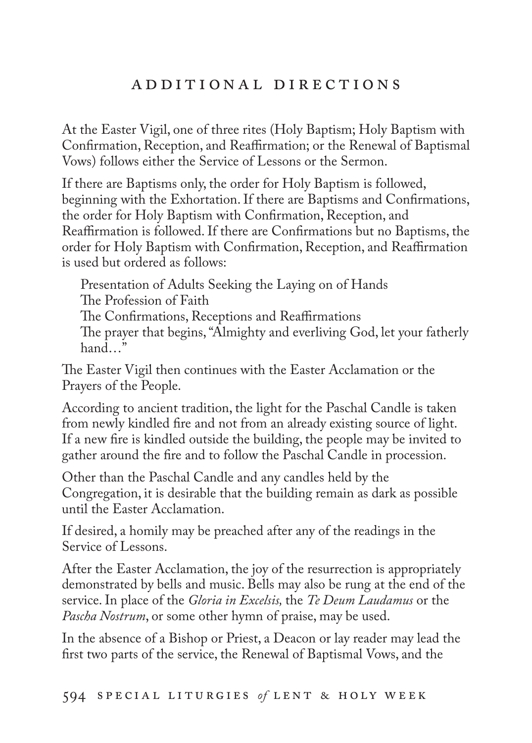## ADDITIONAL DIRECTIONS

At the Easter Vigil, one of three rites (Holy Baptism; Holy Baptism with Confirmation, Reception, and Reaffirmation; or the Renewal of Baptismal Vows) follows either the Service of Lessons or the Sermon.

If there are Baptisms only, the order for Holy Baptism is followed, beginning with the Exhortation. If there are Baptisms and Confirmations, the order for Holy Baptism with Confirmation, Reception, and Reaffirmation is followed. If there are Confirmations but no Baptisms, the order for Holy Baptism with Confirmation, Reception, and Reaffirmation is used but ordered as follows:

Presentation of Adults Seeking the Laying on of Hands
The Profession of Faith
The Confirmations, Receptions and Reaffirmations
The prayer that begins, "Almighty and everliving God, let your fatherly hand…"

The Easter Vigil then continues with the Easter Acclamation or the Prayers of the People.

According to ancient tradition, the light for the Paschal Candle is taken from newly kindled fire and not from an already existing source of light. If a new fire is kindled outside the building, the people may be invited to gather around the fire and to follow the Paschal Candle in procession.

Other than the Paschal Candle and any candles held by the Congregation, it is desirable that the building remain as dark as possible until the Easter Acclamation.

If desired, a homily may be preached after any of the readings in the Service of Lessons.

After the Easter Acclamation, the joy of the resurrection is appropriately demonstrated by bells and music. Bells may also be rung at the end of the service. In place of the *Gloria in Excelsis,* the *Te Deum Laudamus* or the *Pascha Nostrum*, or some other hymn of praise, may be used.

In the absence of a Bishop or Priest, a Deacon or lay reader may lead the first two parts of the service, the Renewal of Baptismal Vows, and the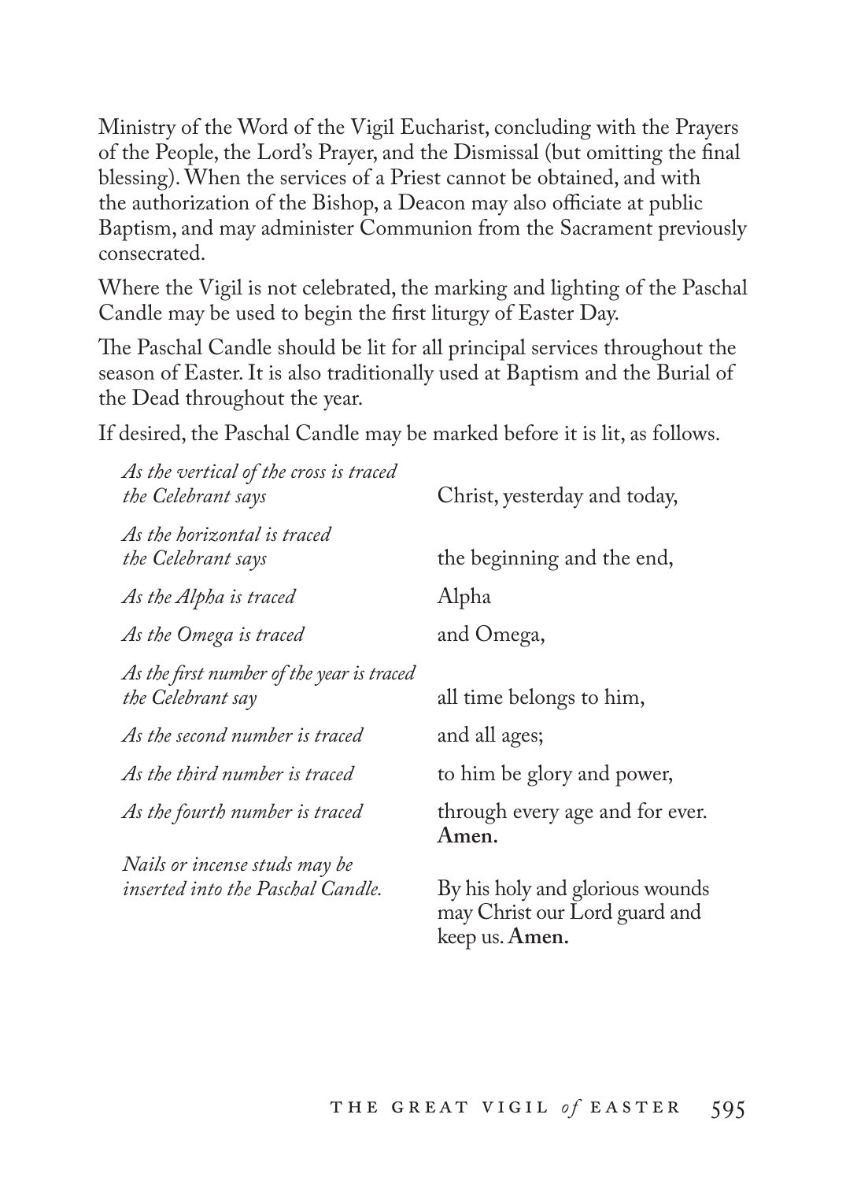Ministry of the Word of the Vigil Eucharist, concluding with the Prayers of the People, the Lord's Prayer, and the Dismissal (but omitting the final blessing). When the services of a Priest cannot be obtained, and with the authorization of the Bishop, a Deacon may also officiate at public Baptism, and may administer Communion from the Sacrament previously consecrated.

Where the Vigil is not celebrated, the marking and lighting of the Paschal Candle may be used to begin the first liturgy of Easter Day.

The Paschal Candle should be lit for all principal services throughout the season of Easter. It is also traditionally used at Baptism and the Burial of the Dead throughout the year.

If desired, the Paschal Candle may be marked before it is lit, as follows.

| | |
|---|---|
| *As the vertical of the cross is traced the Celebrant says* | Christ, yesterday and today, |
| *As the horizontal is traced the Celebrant says* | the beginning and the end, |
| *As the Alpha is traced* | Alpha |
| *As the Omega is traced* | and Omega, |
| *As the first number of the year is traced the Celebrant say* | all time belongs to him, |
| *As the second number is traced* | and all ages; |
| *As the third number is traced* | to him be glory and power, |
| *As the fourth number is traced* | through every age and for ever. **Amen.** |
| *Nails or incense studs may be inserted into the Paschal Candle.* | By his holy and glorious wounds may Christ our Lord guard and keep us. **Amen.** |